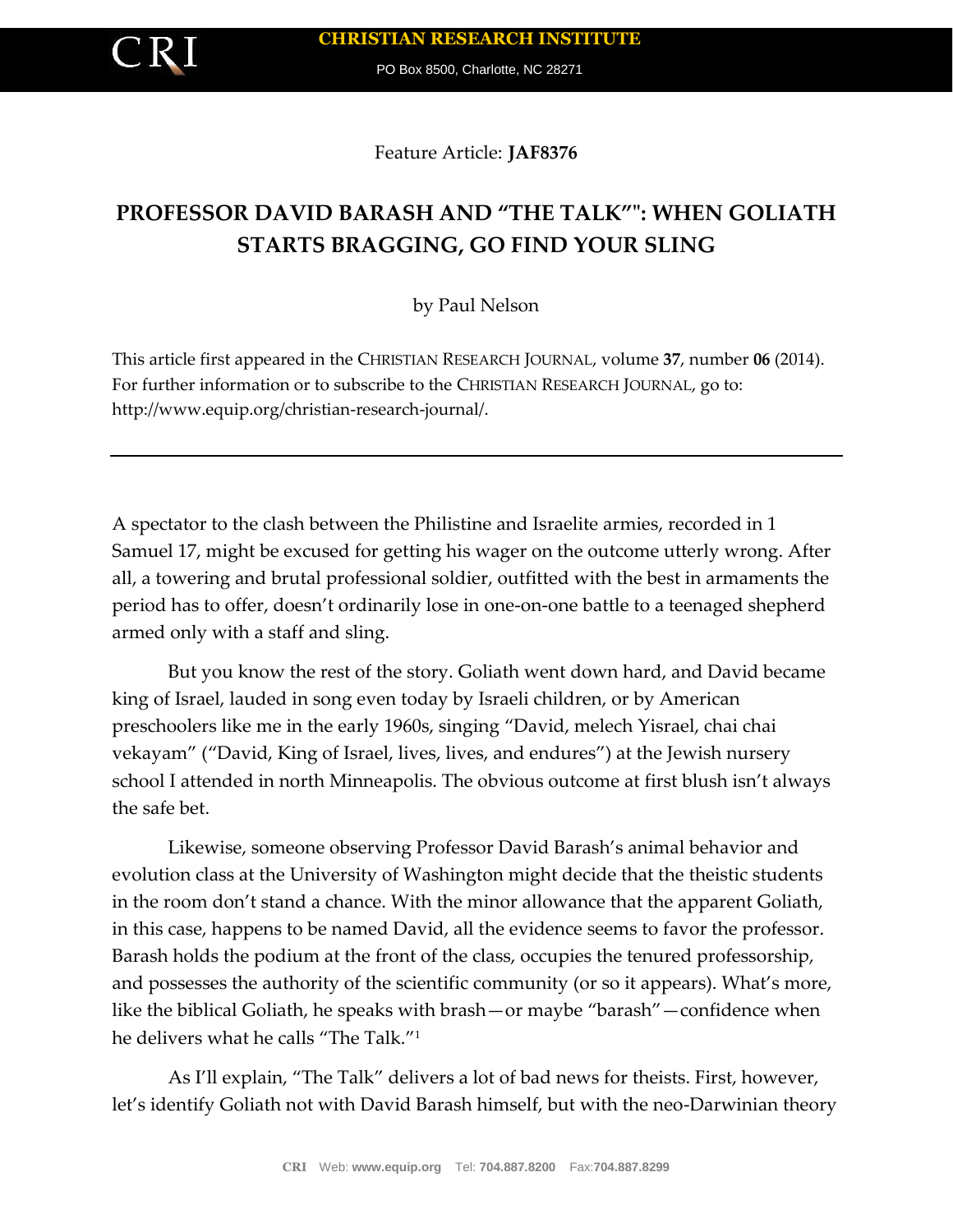Feature Article: **JAF8376**

# PROFESSOR DAVID BARASH AND "THE TALK"": WHEN GOLIATH STARTS BRAGGING, GO FIND YOUR SLING

by Paul Nelson

This article first appeared in the CHRISTIAN RESEARCH JOURNAL, volume **37**, number **06** (2014). For further information or to subscribe to the CHRISTIAN RESEARCH JOURNAL, go to: http://www.equip.org/christian-research-journal/.

---

A spectator to the clash between the Philistine and Israelite armies, recorded in 1 Samuel 17, might be excused for getting his wager on the outcome utterly wrong. After all, a towering and brutal professional soldier, outfitted with the best in armaments the period has to offer, doesn't ordinarily lose in one-on-one battle to a teenaged shepherd armed only with a staff and sling.

But you know the rest of the story. Goliath went down hard, and David became king of Israel, lauded in song even today by Israeli children, or by American preschoolers like me in the early 1960s, singing "David, melech Yisrael, chai chai vekayam" ("David, King of Israel, lives, lives, and endures") at the Jewish nursery school I attended in north Minneapolis. The obvious outcome at first blush isn't always the safe bet.

Likewise, someone observing Professor David Barash's animal behavior and evolution class at the University of Washington might decide that the theistic students in the room don't stand a chance. With the minor allowance that the apparent Goliath, in this case, happens to be named David, all the evidence seems to favor the professor. Barash holds the podium at the front of the class, occupies the tenured professorship, and possesses the authority of the scientific community (or so it appears). What's more, like the biblical Goliath, he speaks with brash—or maybe "barash"—confidence when he delivers what he calls "The Talk."[1]

As I'll explain, "The Talk" delivers a lot of bad news for theists. First, however, let's identify Goliath not with David Barash himself, but with the neo-Darwinian theory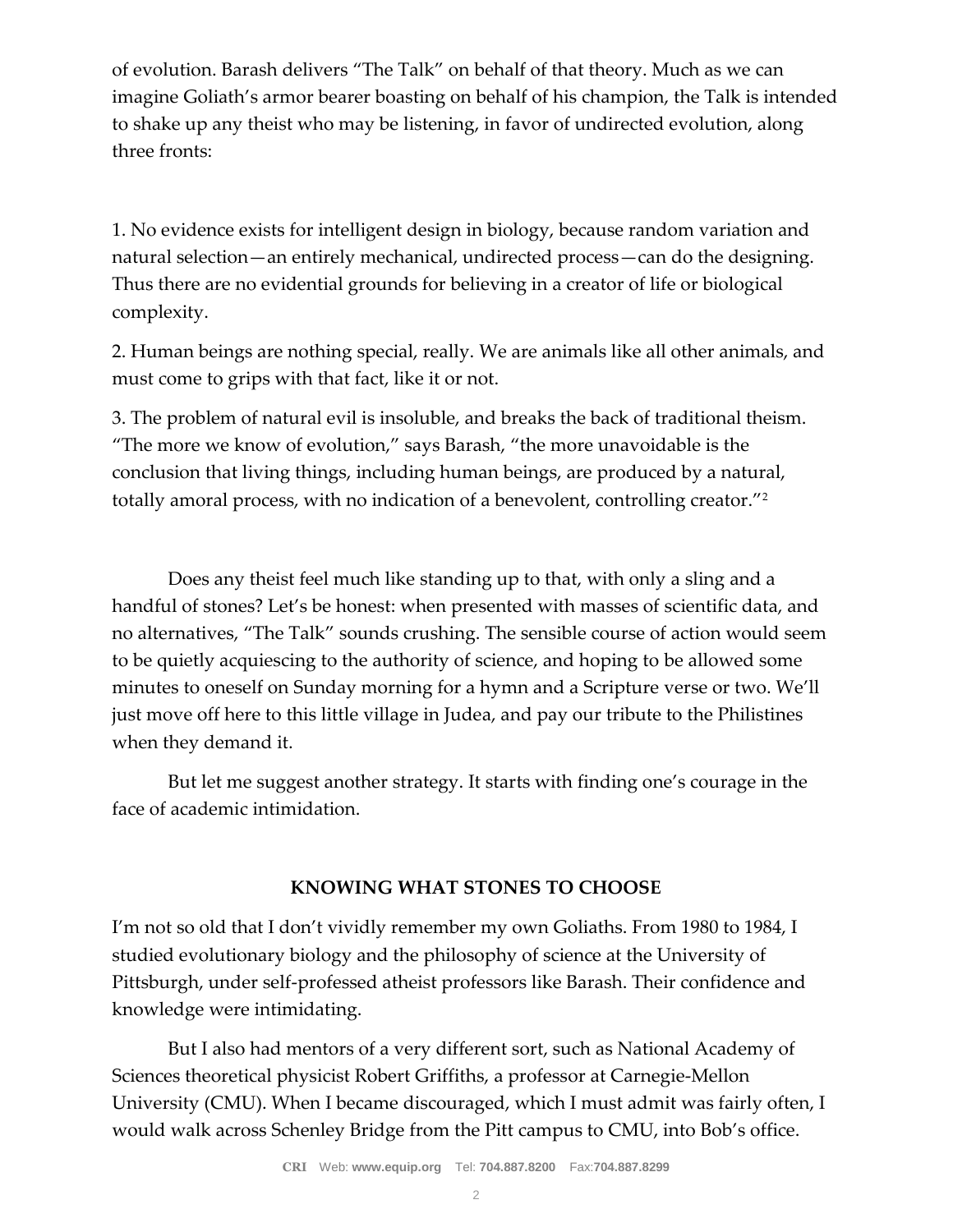of evolution. Barash delivers "The Talk" on behalf of that theory. Much as we can imagine Goliath's armor bearer boasting on behalf of his champion, the Talk is intended to shake up any theist who may be listening, in favor of undirected evolution, along three fronts:

1. No evidence exists for intelligent design in biology, because random variation and natural selection—an entirely mechanical, undirected process—can do the designing. Thus there are no evidential grounds for believing in a creator of life or biological complexity.

2. Human beings are nothing special, really. We are animals like all other animals, and must come to grips with that fact, like it or not.

3. The problem of natural evil is insoluble, and breaks the back of traditional theism. "The more we know of evolution," says Barash, "the more unavoidable is the conclusion that living things, including human beings, are produced by a natural, totally amoral process, with no indication of a benevolent, controlling creator."[2]

Does any theist feel much like standing up to that, with only a sling and a handful of stones? Let's be honest: when presented with masses of scientific data, and no alternatives, "The Talk" sounds crushing. The sensible course of action would seem to be quietly acquiescing to the authority of science, and hoping to be allowed some minutes to oneself on Sunday morning for a hymn and a Scripture verse or two. We'll just move off here to this little village in Judea, and pay our tribute to the Philistines when they demand it.

But let me suggest another strategy. It starts with finding one's courage in the face of academic intimidation.

## KNOWING WHAT STONES TO CHOOSE

I'm not so old that I don't vividly remember my own Goliaths. From 1980 to 1984, I studied evolutionary biology and the philosophy of science at the University of Pittsburgh, under self-professed atheist professors like Barash. Their confidence and knowledge were intimidating.

But I also had mentors of a very different sort, such as National Academy of Sciences theoretical physicist Robert Griffiths, a professor at Carnegie-Mellon University (CMU). When I became discouraged, which I must admit was fairly often, I would walk across Schenley Bridge from the Pitt campus to CMU, into Bob's office.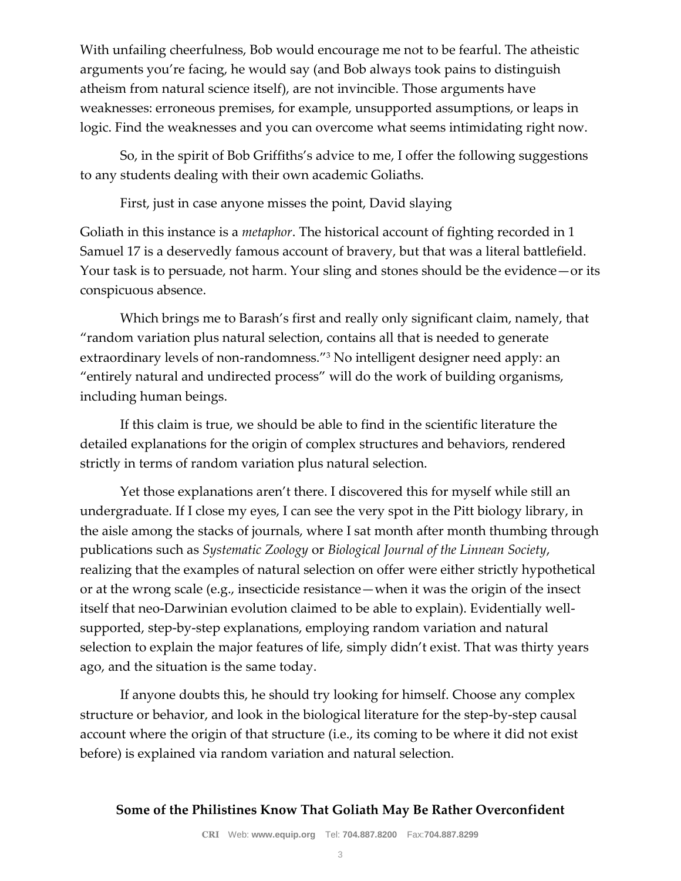With unfailing cheerfulness, Bob would encourage me not to be fearful. The atheistic arguments you're facing, he would say (and Bob always took pains to distinguish atheism from natural science itself), are not invincible. Those arguments have weaknesses: erroneous premises, for example, unsupported assumptions, or leaps in logic. Find the weaknesses and you can overcome what seems intimidating right now.

So, in the spirit of Bob Griffiths's advice to me, I offer the following suggestions to any students dealing with their own academic Goliaths.

First, just in case anyone misses the point, David slaying Goliath in this instance is a *metaphor*. The historical account of fighting recorded in 1 Samuel 17 is a deservedly famous account of bravery, but that was a literal battlefield. Your task is to persuade, not harm. Your sling and stones should be the evidence—or its conspicuous absence.

Which brings me to Barash's first and really only significant claim, namely, that "random variation plus natural selection, contains all that is needed to generate extraordinary levels of non-randomness."[3] No intelligent designer need apply: an "entirely natural and undirected process" will do the work of building organisms, including human beings.

If this claim is true, we should be able to find in the scientific literature the detailed explanations for the origin of complex structures and behaviors, rendered strictly in terms of random variation plus natural selection.

Yet those explanations aren't there. I discovered this for myself while still an undergraduate. If I close my eyes, I can see the very spot in the Pitt biology library, in the aisle among the stacks of journals, where I sat month after month thumbing through publications such as *Systematic Zoology* or *Biological Journal of the Linnean Society*, realizing that the examples of natural selection on offer were either strictly hypothetical or at the wrong scale (e.g., insecticide resistance—when it was the origin of the insect itself that neo-Darwinian evolution claimed to be able to explain). Evidentially well-supported, step-by-step explanations, employing random variation and natural selection to explain the major features of life, simply didn't exist. That was thirty years ago, and the situation is the same today.

If anyone doubts this, he should try looking for himself. Choose any complex structure or behavior, and look in the biological literature for the step-by-step causal account where the origin of that structure (i.e., its coming to be where it did not exist before) is explained via random variation and natural selection.

## Some of the Philistines Know That Goliath May Be Rather Overconfident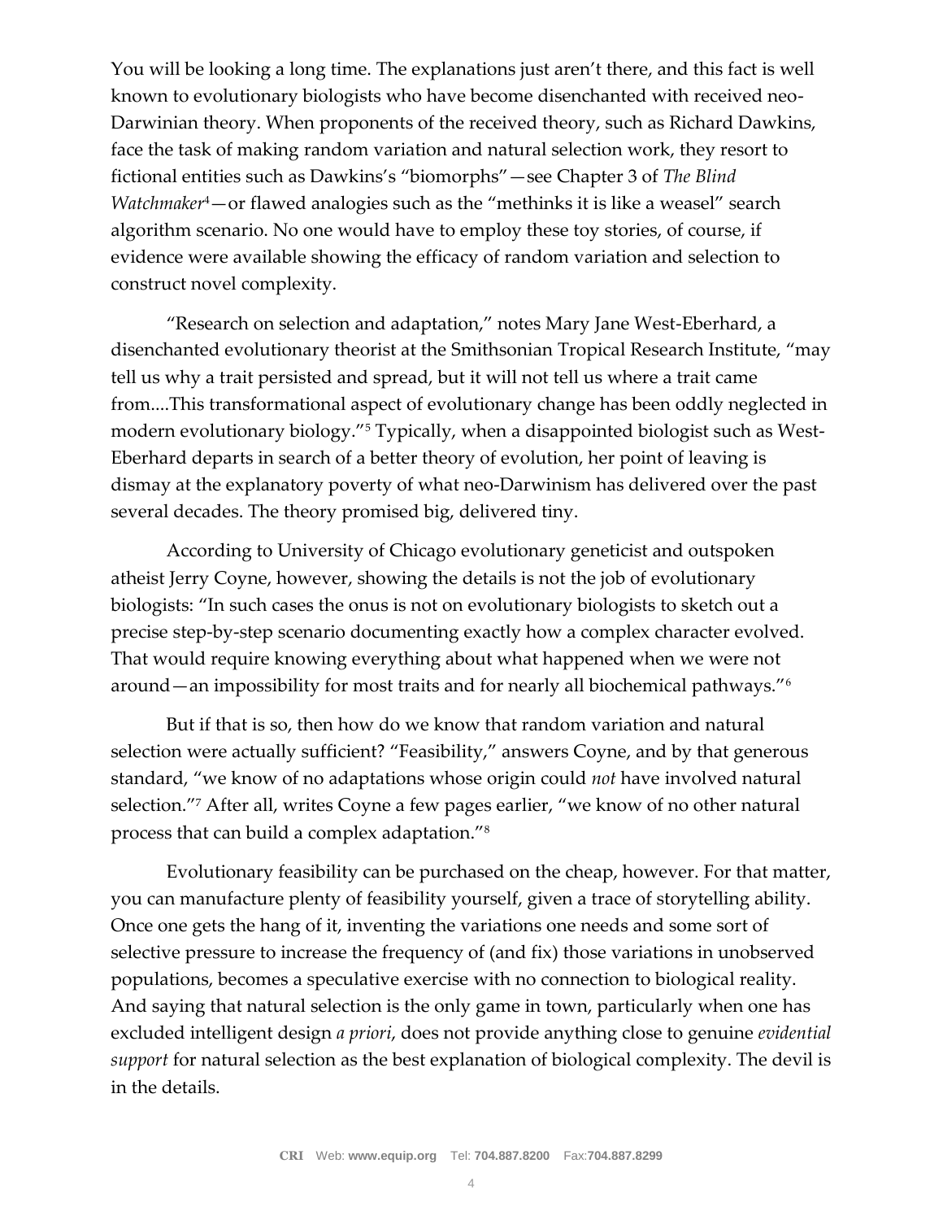You will be looking a long time. The explanations just aren't there, and this fact is well known to evolutionary biologists who have become disenchanted with received neo-Darwinian theory. When proponents of the received theory, such as Richard Dawkins, face the task of making random variation and natural selection work, they resort to fictional entities such as Dawkins's "biomorphs"—see Chapter 3 of *The Blind Watchmaker*[4]—or flawed analogies such as the "methinks it is like a weasel" search algorithm scenario. No one would have to employ these toy stories, of course, if evidence were available showing the efficacy of random variation and selection to construct novel complexity.

"Research on selection and adaptation," notes Mary Jane West-Eberhard, a disenchanted evolutionary theorist at the Smithsonian Tropical Research Institute, "may tell us why a trait persisted and spread, but it will not tell us where a trait came from....This transformational aspect of evolutionary change has been oddly neglected in modern evolutionary biology."[5] Typically, when a disappointed biologist such as West-Eberhard departs in search of a better theory of evolution, her point of leaving is dismay at the explanatory poverty of what neo-Darwinism has delivered over the past several decades. The theory promised big, delivered tiny.

According to University of Chicago evolutionary geneticist and outspoken atheist Jerry Coyne, however, showing the details is not the job of evolutionary biologists: "In such cases the onus is not on evolutionary biologists to sketch out a precise step-by-step scenario documenting exactly how a complex character evolved. That would require knowing everything about what happened when we were not around—an impossibility for most traits and for nearly all biochemical pathways."[6]

But if that is so, then how do we know that random variation and natural selection were actually sufficient? "Feasibility," answers Coyne, and by that generous standard, "we know of no adaptations whose origin could *not* have involved natural selection."[7] After all, writes Coyne a few pages earlier, "we know of no other natural process that can build a complex adaptation."[8]

Evolutionary feasibility can be purchased on the cheap, however. For that matter, you can manufacture plenty of feasibility yourself, given a trace of storytelling ability. Once one gets the hang of it, inventing the variations one needs and some sort of selective pressure to increase the frequency of (and fix) those variations in unobserved populations, becomes a speculative exercise with no connection to biological reality. And saying that natural selection is the only game in town, particularly when one has excluded intelligent design *a priori*, does not provide anything close to genuine *evidential support* for natural selection as the best explanation of biological complexity. The devil is in the details.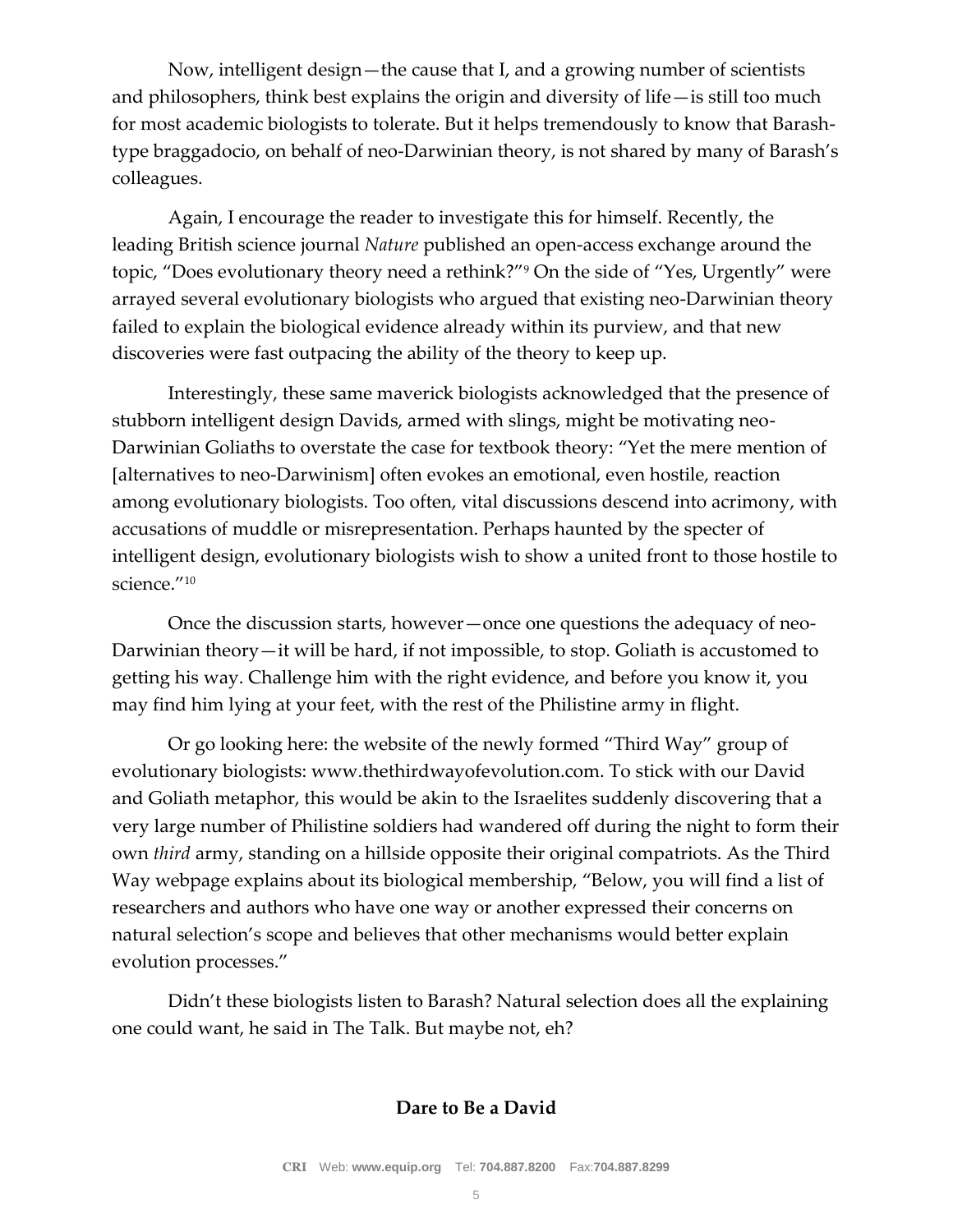Now, intelligent design—the cause that I, and a growing number of scientists and philosophers, think best explains the origin and diversity of life—is still too much for most academic biologists to tolerate. But it helps tremendously to know that Barash-type braggadocio, on behalf of neo-Darwinian theory, is not shared by many of Barash's colleagues.

Again, I encourage the reader to investigate this for himself. Recently, the leading British science journal *Nature* published an open-access exchange around the topic, "Does evolutionary theory need a rethink?"[9] On the side of "Yes, Urgently" were arrayed several evolutionary biologists who argued that existing neo-Darwinian theory failed to explain the biological evidence already within its purview, and that new discoveries were fast outpacing the ability of the theory to keep up.

Interestingly, these same maverick biologists acknowledged that the presence of stubborn intelligent design Davids, armed with slings, might be motivating neo-Darwinian Goliaths to overstate the case for textbook theory: "Yet the mere mention of [alternatives to neo-Darwinism] often evokes an emotional, even hostile, reaction among evolutionary biologists. Too often, vital discussions descend into acrimony, with accusations of muddle or misrepresentation. Perhaps haunted by the specter of intelligent design, evolutionary biologists wish to show a united front to those hostile to science."[10]

Once the discussion starts, however—once one questions the adequacy of neo-Darwinian theory—it will be hard, if not impossible, to stop. Goliath is accustomed to getting his way. Challenge him with the right evidence, and before you know it, you may find him lying at your feet, with the rest of the Philistine army in flight.

Or go looking here: the website of the newly formed "Third Way" group of evolutionary biologists: www.thethirdwayofevolution.com. To stick with our David and Goliath metaphor, this would be akin to the Israelites suddenly discovering that a very large number of Philistine soldiers had wandered off during the night to form their own *third* army, standing on a hillside opposite their original compatriots. As the Third Way webpage explains about its biological membership, "Below, you will find a list of researchers and authors who have one way or another expressed their concerns on natural selection's scope and believes that other mechanisms would better explain evolution processes."

Didn't these biologists listen to Barash? Natural selection does all the explaining one could want, he said in The Talk. But maybe not, eh?

## Dare to Be a David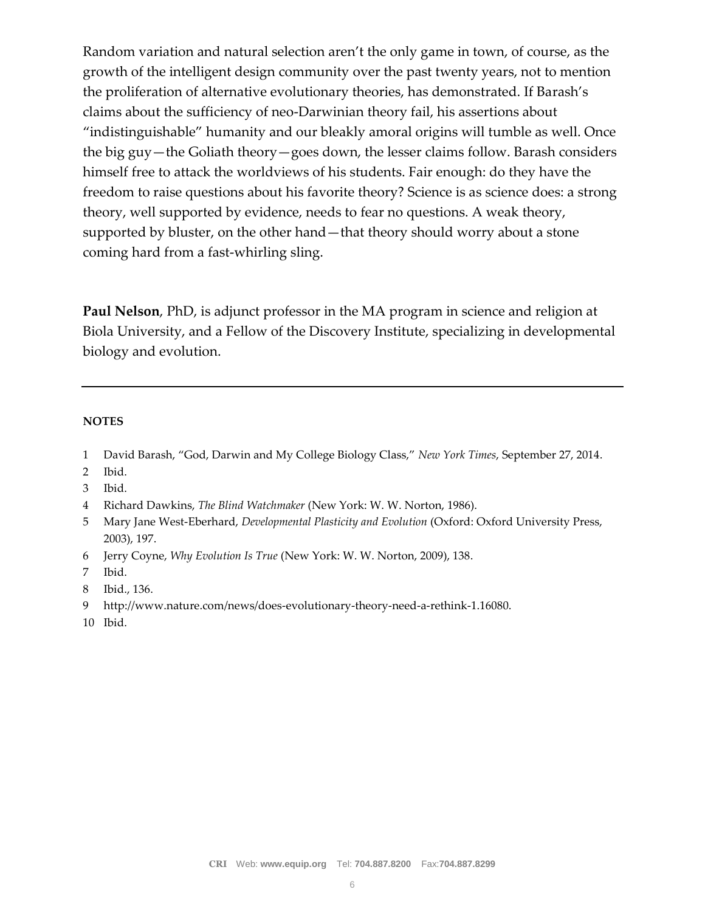Random variation and natural selection aren't the only game in town, of course, as the growth of the intelligent design community over the past twenty years, not to mention the proliferation of alternative evolutionary theories, has demonstrated. If Barash's claims about the sufficiency of neo-Darwinian theory fail, his assertions about "indistinguishable" humanity and our bleakly amoral origins will tumble as well. Once the big guy—the Goliath theory—goes down, the lesser claims follow. Barash considers himself free to attack the worldviews of his students. Fair enough: do they have the freedom to raise questions about his favorite theory? Science is as science does: a strong theory, well supported by evidence, needs to fear no questions. A weak theory, supported by bluster, on the other hand—that theory should worry about a stone coming hard from a fast-whirling sling.

**Paul Nelson**, PhD, is adjunct professor in the MA program in science and religion at Biola University, and a Fellow of the Discovery Institute, specializing in developmental biology and evolution.

---

**NOTES**

1 David Barash, "God, Darwin and My College Biology Class," *New York Times*, September 27, 2014.

2 Ibid.

3 Ibid.

4 Richard Dawkins, *The Blind Watchmaker* (New York: W. W. Norton, 1986).

5 Mary Jane West-Eberhard, *Developmental Plasticity and Evolution* (Oxford: Oxford University Press, 2003), 197.

6 Jerry Coyne, *Why Evolution Is True* (New York: W. W. Norton, 2009), 138.

7 Ibid.

8 Ibid., 136.

9 http://www.nature.com/news/does-evolutionary-theory-need-a-rethink-1.16080.

10 Ibid.